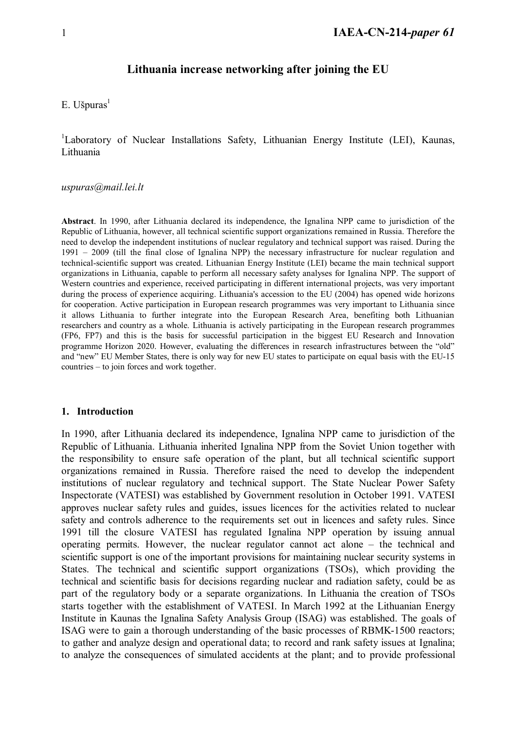# Lithuania increase networking after joining the EU

E. Ušpuras[1]

[1]Laboratory of Nuclear Installations Safety, Lithuanian Energy Institute (LEI), Kaunas, Lithuania

*uspuras@mail.lei.lt*

**Abstract**. In 1990, after Lithuania declared its independence, the Ignalina NPP came to jurisdiction of the Republic of Lithuania, however, all technical scientific support organizations remained in Russia. Therefore the need to develop the independent institutions of nuclear regulatory and technical support was raised. During the 1991 – 2009 (till the final close of Ignalina NPP) the necessary infrastructure for nuclear regulation and technical-scientific support was created. Lithuanian Energy Institute (LEI) became the main technical support organizations in Lithuania, capable to perform all necessary safety analyses for Ignalina NPP. The support of Western countries and experience, received participating in different international projects, was very important during the process of experience acquiring. Lithuania's accession to the EU (2004) has opened wide horizons for cooperation. Active participation in European research programmes was very important to Lithuania since it allows Lithuania to further integrate into the European Research Area, benefiting both Lithuanian researchers and country as a whole. Lithuania is actively participating in the European research programmes (FP6, FP7) and this is the basis for successful participation in the biggest EU Research and Innovation programme Horizon 2020. However, evaluating the differences in research infrastructures between the "old" and "new" EU Member States, there is only way for new EU states to participate on equal basis with the EU-15 countries – to join forces and work together.

## 1. Introduction

In 1990, after Lithuania declared its independence, Ignalina NPP came to jurisdiction of the Republic of Lithuania. Lithuania inherited Ignalina NPP from the Soviet Union together with the responsibility to ensure safe operation of the plant, but all technical scientific support organizations remained in Russia. Therefore raised the need to develop the independent institutions of nuclear regulatory and technical support. The State Nuclear Power Safety Inspectorate (VATESI) was established by Government resolution in October 1991. VATESI approves nuclear safety rules and guides, issues licences for the activities related to nuclear safety and controls adherence to the requirements set out in licences and safety rules. Since 1991 till the closure VATESI has regulated Ignalina NPP operation by issuing annual operating permits. However, the nuclear regulator cannot act alone – the technical and scientific support is one of the important provisions for maintaining nuclear security systems in States. The technical and scientific support organizations (TSOs), which providing the technical and scientific basis for decisions regarding nuclear and radiation safety, could be as part of the regulatory body or a separate organizations. In Lithuania the creation of TSOs starts together with the establishment of VATESI. In March 1992 at the Lithuanian Energy Institute in Kaunas the Ignalina Safety Analysis Group (ISAG) was established. The goals of ISAG were to gain a thorough understanding of the basic processes of RBMK-1500 reactors; to gather and analyze design and operational data; to record and rank safety issues at Ignalina; to analyze the consequences of simulated accidents at the plant; and to provide professional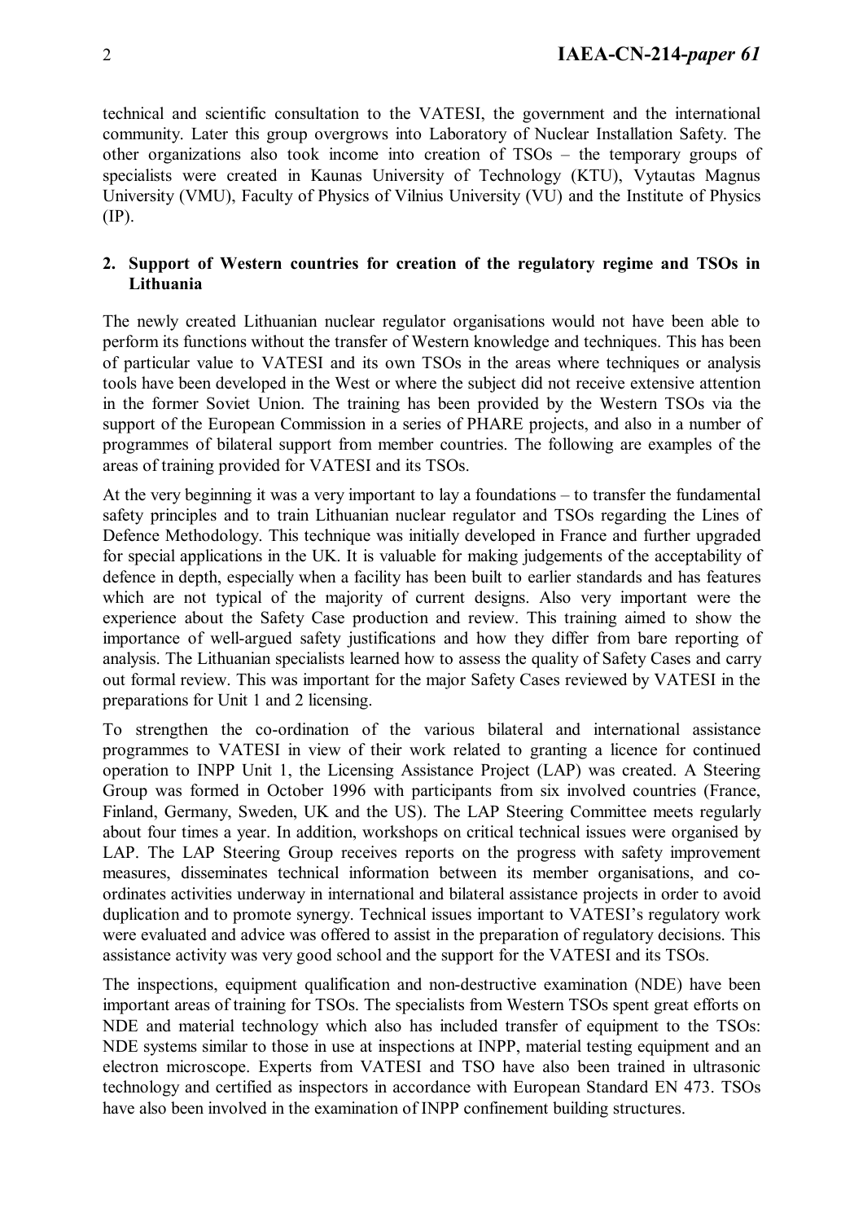technical and scientific consultation to the VATESI, the government and the international community. Later this group overgrows into Laboratory of Nuclear Installation Safety. The other organizations also took income into creation of TSOs – the temporary groups of specialists were created in Kaunas University of Technology (KTU), Vytautas Magnus University (VMU), Faculty of Physics of Vilnius University (VU) and the Institute of Physics (IP).

## 2. Support of Western countries for creation of the regulatory regime and TSOs in Lithuania

The newly created Lithuanian nuclear regulator organisations would not have been able to perform its functions without the transfer of Western knowledge and techniques. This has been of particular value to VATESI and its own TSOs in the areas where techniques or analysis tools have been developed in the West or where the subject did not receive extensive attention in the former Soviet Union. The training has been provided by the Western TSOs via the support of the European Commission in a series of PHARE projects, and also in a number of programmes of bilateral support from member countries. The following are examples of the areas of training provided for VATESI and its TSOs.

At the very beginning it was a very important to lay a foundations – to transfer the fundamental safety principles and to train Lithuanian nuclear regulator and TSOs regarding the Lines of Defence Methodology. This technique was initially developed in France and further upgraded for special applications in the UK. It is valuable for making judgements of the acceptability of defence in depth, especially when a facility has been built to earlier standards and has features which are not typical of the majority of current designs. Also very important were the experience about the Safety Case production and review. This training aimed to show the importance of well-argued safety justifications and how they differ from bare reporting of analysis. The Lithuanian specialists learned how to assess the quality of Safety Cases and carry out formal review. This was important for the major Safety Cases reviewed by VATESI in the preparations for Unit 1 and 2 licensing.

To strengthen the co-ordination of the various bilateral and international assistance programmes to VATESI in view of their work related to granting a licence for continued operation to INPP Unit 1, the Licensing Assistance Project (LAP) was created. A Steering Group was formed in October 1996 with participants from six involved countries (France, Finland, Germany, Sweden, UK and the US). The LAP Steering Committee meets regularly about four times a year. In addition, workshops on critical technical issues were organised by LAP. The LAP Steering Group receives reports on the progress with safety improvement measures, disseminates technical information between its member organisations, and co-ordinates activities underway in international and bilateral assistance projects in order to avoid duplication and to promote synergy. Technical issues important to VATESI's regulatory work were evaluated and advice was offered to assist in the preparation of regulatory decisions. This assistance activity was very good school and the support for the VATESI and its TSOs.

The inspections, equipment qualification and non-destructive examination (NDE) have been important areas of training for TSOs. The specialists from Western TSOs spent great efforts on NDE and material technology which also has included transfer of equipment to the TSOs: NDE systems similar to those in use at inspections at INPP, material testing equipment and an electron microscope. Experts from VATESI and TSO have also been trained in ultrasonic technology and certified as inspectors in accordance with European Standard EN 473. TSOs have also been involved in the examination of INPP confinement building structures.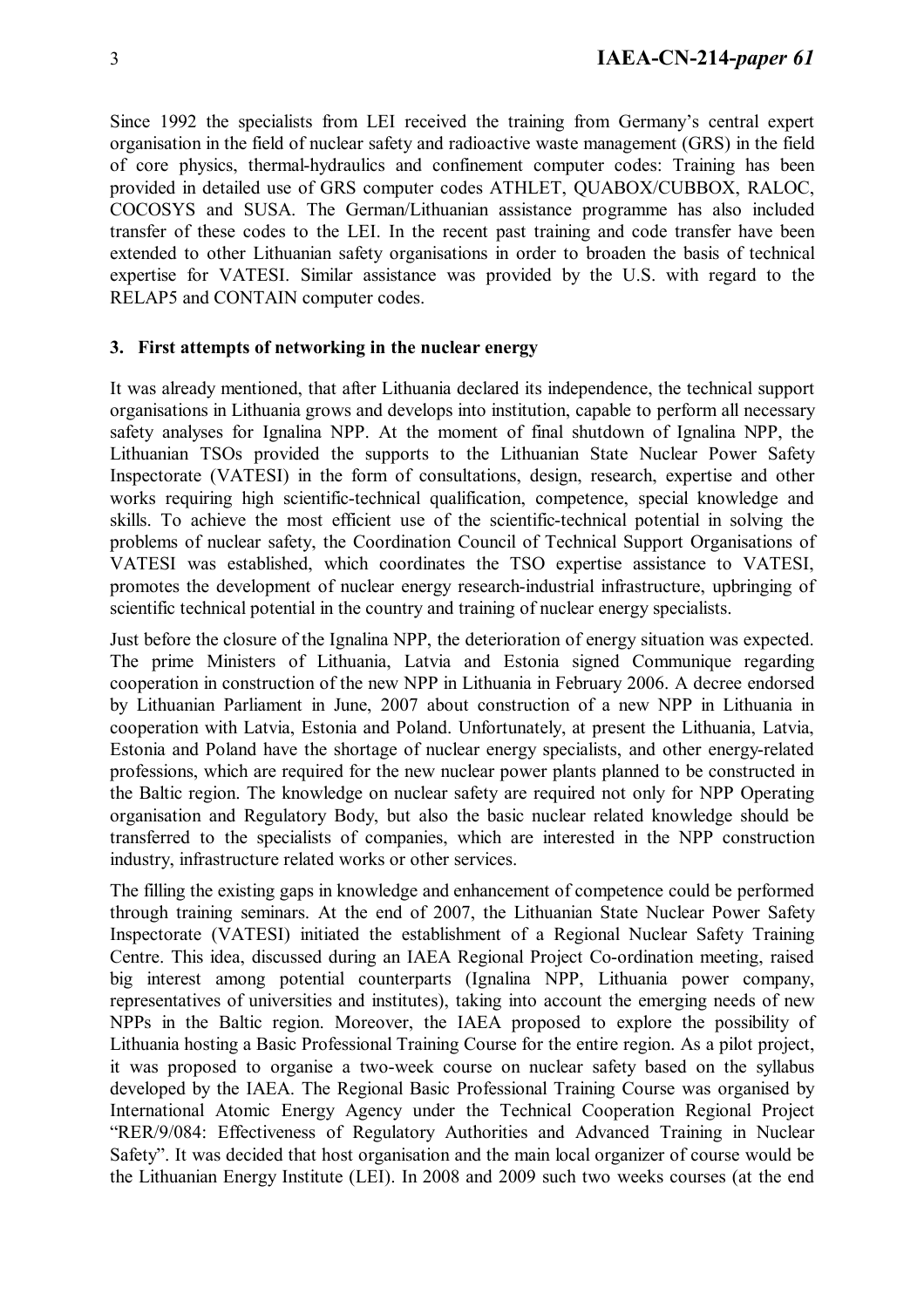Since 1992 the specialists from LEI received the training from Germany's central expert organisation in the field of nuclear safety and radioactive waste management (GRS) in the field of core physics, thermal-hydraulics and confinement computer codes: Training has been provided in detailed use of GRS computer codes ATHLET, QUABOX/CUBBOX, RALOC, COCOSYS and SUSA. The German/Lithuanian assistance programme has also included transfer of these codes to the LEI. In the recent past training and code transfer have been extended to other Lithuanian safety organisations in order to broaden the basis of technical expertise for VATESI. Similar assistance was provided by the U.S. with regard to the RELAP5 and CONTAIN computer codes.

### 3. First attempts of networking in the nuclear energy

It was already mentioned, that after Lithuania declared its independence, the technical support organisations in Lithuania grows and develops into institution, capable to perform all necessary safety analyses for Ignalina NPP. At the moment of final shutdown of Ignalina NPP, the Lithuanian TSOs provided the supports to the Lithuanian State Nuclear Power Safety Inspectorate (VATESI) in the form of consultations, design, research, expertise and other works requiring high scientific-technical qualification, competence, special knowledge and skills. To achieve the most efficient use of the scientific-technical potential in solving the problems of nuclear safety, the Coordination Council of Technical Support Organisations of VATESI was established, which coordinates the TSO expertise assistance to VATESI, promotes the development of nuclear energy research-industrial infrastructure, upbringing of scientific technical potential in the country and training of nuclear energy specialists.

Just before the closure of the Ignalina NPP, the deterioration of energy situation was expected. The prime Ministers of Lithuania, Latvia and Estonia signed Communique regarding cooperation in construction of the new NPP in Lithuania in February 2006. A decree endorsed by Lithuanian Parliament in June, 2007 about construction of a new NPP in Lithuania in cooperation with Latvia, Estonia and Poland. Unfortunately, at present the Lithuania, Latvia, Estonia and Poland have the shortage of nuclear energy specialists, and other energy-related professions, which are required for the new nuclear power plants planned to be constructed in the Baltic region. The knowledge on nuclear safety are required not only for NPP Operating organisation and Regulatory Body, but also the basic nuclear related knowledge should be transferred to the specialists of companies, which are interested in the NPP construction industry, infrastructure related works or other services.

The filling the existing gaps in knowledge and enhancement of competence could be performed through training seminars. At the end of 2007, the Lithuanian State Nuclear Power Safety Inspectorate (VATESI) initiated the establishment of a Regional Nuclear Safety Training Centre. This idea, discussed during an IAEA Regional Project Co-ordination meeting, raised big interest among potential counterparts (Ignalina NPP, Lithuania power company, representatives of universities and institutes), taking into account the emerging needs of new NPPs in the Baltic region. Moreover, the IAEA proposed to explore the possibility of Lithuania hosting a Basic Professional Training Course for the entire region. As a pilot project, it was proposed to organise a two-week course on nuclear safety based on the syllabus developed by the IAEA. The Regional Basic Professional Training Course was organised by International Atomic Energy Agency under the Technical Cooperation Regional Project "RER/9/084: Effectiveness of Regulatory Authorities and Advanced Training in Nuclear Safety". It was decided that host organisation and the main local organizer of course would be the Lithuanian Energy Institute (LEI). In 2008 and 2009 such two weeks courses (at the end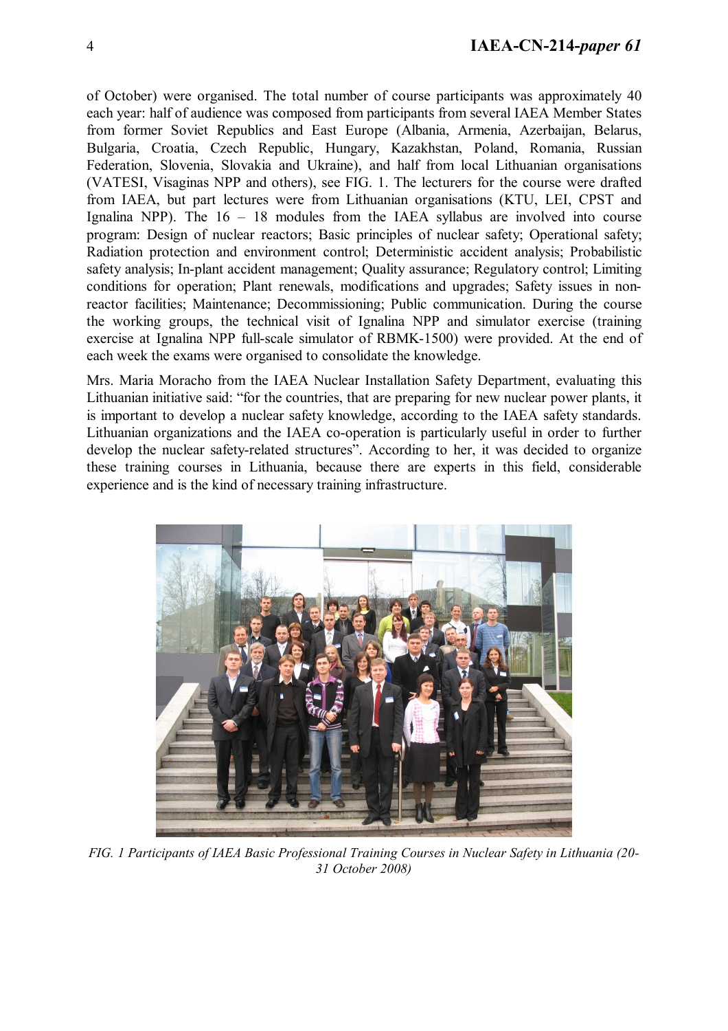of October) were organised. The total number of course participants was approximately 40 each year: half of audience was composed from participants from several IAEA Member States from former Soviet Republics and East Europe (Albania, Armenia, Azerbaijan, Belarus, Bulgaria, Croatia, Czech Republic, Hungary, Kazakhstan, Poland, Romania, Russian Federation, Slovenia, Slovakia and Ukraine), and half from local Lithuanian organisations (VATESI, Visaginas NPP and others), see FIG. 1. The lecturers for the course were drafted from IAEA, but part lectures were from Lithuanian organisations (KTU, LEI, CPST and Ignalina NPP). The 16 – 18 modules from the IAEA syllabus are involved into course program: Design of nuclear reactors; Basic principles of nuclear safety; Operational safety; Radiation protection and environment control; Deterministic accident analysis; Probabilistic safety analysis; In-plant accident management; Quality assurance; Regulatory control; Limiting conditions for operation; Plant renewals, modifications and upgrades; Safety issues in non-reactor facilities; Maintenance; Decommissioning; Public communication. During the course the working groups, the technical visit of Ignalina NPP and simulator exercise (training exercise at Ignalina NPP full-scale simulator of RBMK-1500) were provided. At the end of each week the exams were organised to consolidate the knowledge.

Mrs. Maria Moracho from the IAEA Nuclear Installation Safety Department, evaluating this Lithuanian initiative said: "for the countries, that are preparing for new nuclear power plants, it is important to develop a nuclear safety knowledge, according to the IAEA safety standards. Lithuanian organizations and the IAEA co-operation is particularly useful in order to further develop the nuclear safety-related structures". According to her, it was decided to organize these training courses in Lithuania, because there are experts in this field, considerable experience and is the kind of necessary training infrastructure.

*FIG. 1 Participants of IAEA Basic Professional Training Courses in Nuclear Safety in Lithuania (20-31 October 2008)*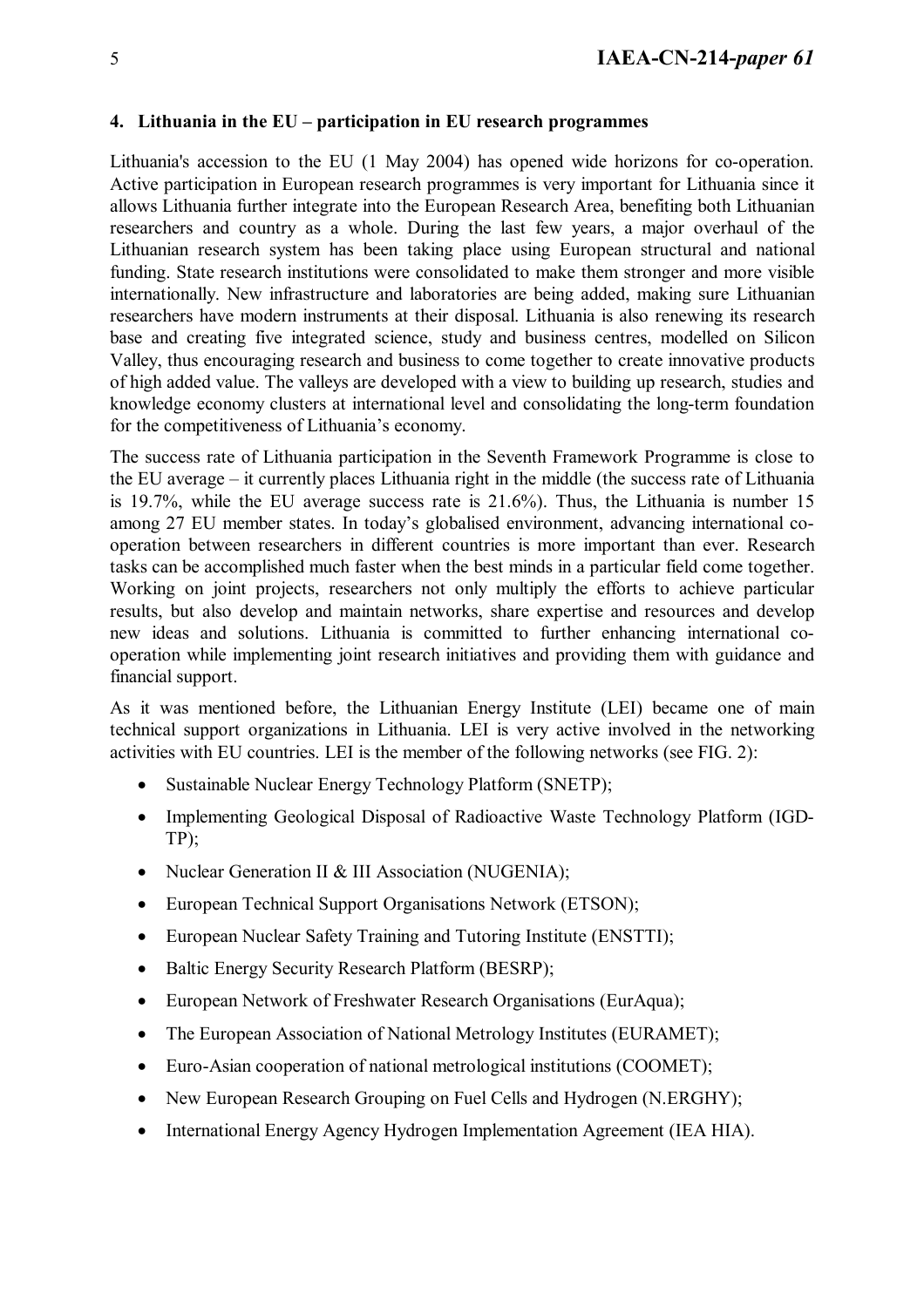## 4. Lithuania in the EU – participation in EU research programmes

Lithuania's accession to the EU (1 May 2004) has opened wide horizons for co-operation. Active participation in European research programmes is very important for Lithuania since it allows Lithuania further integrate into the European Research Area, benefiting both Lithuanian researchers and country as a whole. During the last few years, a major overhaul of the Lithuanian research system has been taking place using European structural and national funding. State research institutions were consolidated to make them stronger and more visible internationally. New infrastructure and laboratories are being added, making sure Lithuanian researchers have modern instruments at their disposal. Lithuania is also renewing its research base and creating five integrated science, study and business centres, modelled on Silicon Valley, thus encouraging research and business to come together to create innovative products of high added value. The valleys are developed with a view to building up research, studies and knowledge economy clusters at international level and consolidating the long-term foundation for the competitiveness of Lithuania's economy.

The success rate of Lithuania participation in the Seventh Framework Programme is close to the EU average – it currently places Lithuania right in the middle (the success rate of Lithuania is 19.7%, while the EU average success rate is 21.6%). Thus, the Lithuania is number 15 among 27 EU member states. In today's globalised environment, advancing international co-operation between researchers in different countries is more important than ever. Research tasks can be accomplished much faster when the best minds in a particular field come together. Working on joint projects, researchers not only multiply the efforts to achieve particular results, but also develop and maintain networks, share expertise and resources and develop new ideas and solutions. Lithuania is committed to further enhancing international co-operation while implementing joint research initiatives and providing them with guidance and financial support.

As it was mentioned before, the Lithuanian Energy Institute (LEI) became one of main technical support organizations in Lithuania. LEI is very active involved in the networking activities with EU countries. LEI is the member of the following networks (see FIG. 2):

- Sustainable Nuclear Energy Technology Platform (SNETP);
- Implementing Geological Disposal of Radioactive Waste Technology Platform (IGD-TP);
- Nuclear Generation II & III Association (NUGENIA);
- European Technical Support Organisations Network (ETSON);
- European Nuclear Safety Training and Tutoring Institute (ENSTTI);
- Baltic Energy Security Research Platform (BESRP);
- European Network of Freshwater Research Organisations (EurAqua);
- The European Association of National Metrology Institutes (EURAMET);
- Euro-Asian cooperation of national metrological institutions (COOMET);
- New European Research Grouping on Fuel Cells and Hydrogen (N.ERGHY);
- International Energy Agency Hydrogen Implementation Agreement (IEA HIA).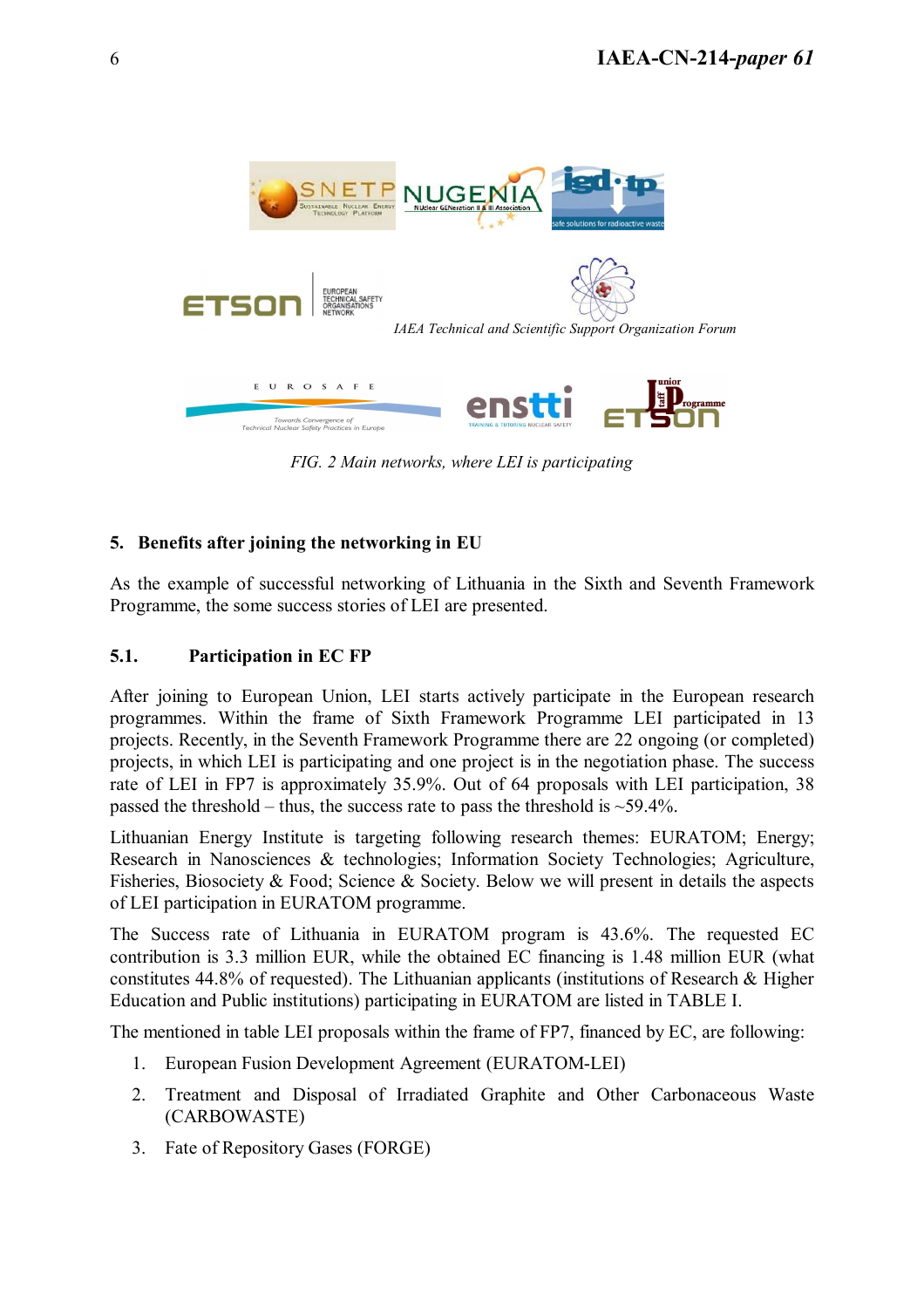FIG. 2 Main networks, where LEI is participating

## 5. Benefits after joining the networking in EU

As the example of successful networking of Lithuania in the Sixth and Seventh Framework Programme, the some success stories of LEI are presented.

### 5.1. Participation in EC FP

After joining to European Union, LEI starts actively participate in the European research programmes. Within the frame of Sixth Framework Programme LEI participated in 13 projects. Recently, in the Seventh Framework Programme there are 22 ongoing (or completed) projects, in which LEI is participating and one project is in the negotiation phase. The success rate of LEI in FP7 is approximately 35.9%. Out of 64 proposals with LEI participation, 38 passed the threshold – thus, the success rate to pass the threshold is ~59.4%.

Lithuanian Energy Institute is targeting following research themes: EURATOM; Energy; Research in Nanosciences & technologies; Information Society Technologies; Agriculture, Fisheries, Biosociety & Food; Science & Society. Below we will present in details the aspects of LEI participation in EURATOM programme.

The Success rate of Lithuania in EURATOM program is 43.6%. The requested EC contribution is 3.3 million EUR, while the obtained EC financing is 1.48 million EUR (what constitutes 44.8% of requested). The Lithuanian applicants (institutions of Research & Higher Education and Public institutions) participating in EURATOM are listed in TABLE I.

The mentioned in table LEI proposals within the frame of FP7, financed by EC, are following:

1. European Fusion Development Agreement (EURATOM-LEI)
2. Treatment and Disposal of Irradiated Graphite and Other Carbonaceous Waste (CARBOWASTE)
3. Fate of Repository Gases (FORGE)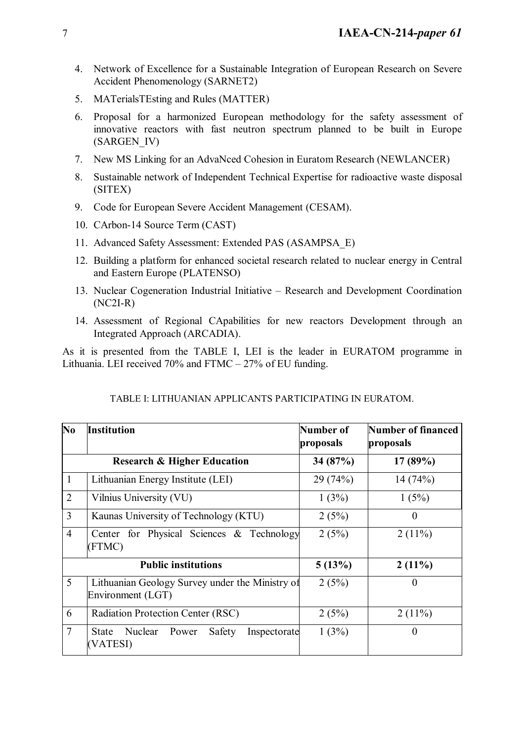4. Network of Excellence for a Sustainable Integration of European Research on Severe Accident Phenomenology (SARNET2)
5. MATerialsTEsting and Rules (MATTER)
6. Proposal for a harmonized European methodology for the safety assessment of innovative reactors with fast neutron spectrum planned to be built in Europe (SARGEN_IV)
7. New MS Linking for an AdvaNced Cohesion in Euratom Research (NEWLANCER)
8. Sustainable network of Independent Technical Expertise for radioactive waste disposal (SITEX)
9. Code for European Severe Accident Management (CESAM).
10. CArbon-14 Source Term (CAST)
11. Advanced Safety Assessment: Extended PAS (ASAMPSA_E)
12. Building a platform for enhanced societal research related to nuclear energy in Central and Eastern Europe (PLATENSO)
13. Nuclear Cogeneration Industrial Initiative – Research and Development Coordination (NC2I-R)
14. Assessment of Regional CApabilities for new reactors Development through an Integrated Approach (ARCADIA).

As it is presented from the TABLE I, LEI is the leader in EURATOM programme in Lithuania. LEI received 70% and FTMC – 27% of EU funding.

TABLE I: LITHUANIAN APPLICANTS PARTICIPATING IN EURATOM.

| No | Institution | Number of proposals | Number of financed proposals |
|---|---|---|---|
| | **Research & Higher Education** | **34 (87%)** | **17 (89%)** |
| 1 | Lithuanian Energy Institute (LEI) | 29 (74%) | 14 (74%) |
| 2 | Vilnius University (VU) | 1 (3%) | 1 (5%) |
| 3 | Kaunas University of Technology (KTU) | 2 (5%) | 0 |
| 4 | Center for Physical Sciences & Technology (FTMC) | 2 (5%) | 2 (11%) |
| | **Public institutions** | **5 (13%)** | **2 (11%)** |
| 5 | Lithuanian Geology Survey under the Ministry of Environment (LGT) | 2 (5%) | 0 |
| 6 | Radiation Protection Center (RSC) | 2 (5%) | 2 (11%) |
| 7 | State Nuclear Power Safety Inspectorate (VATESI) | 1 (3%) | 0 |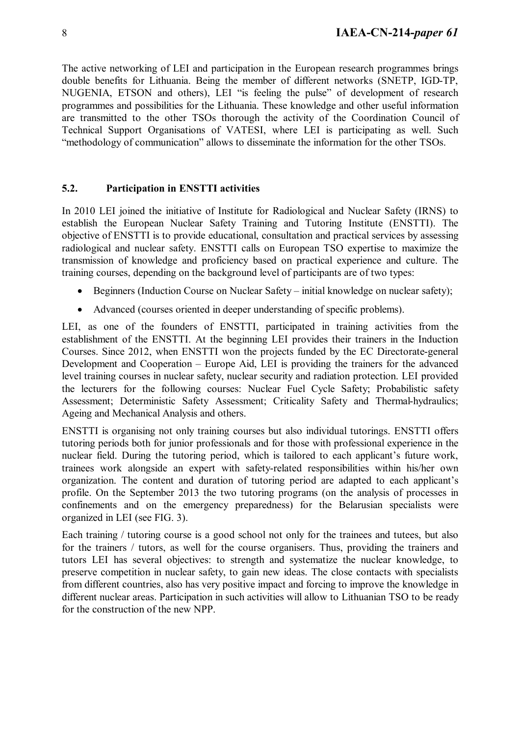The active networking of LEI and participation in the European research programmes brings double benefits for Lithuania. Being the member of different networks (SNETP, IGD-TP, NUGENIA, ETSON and others), LEI "is feeling the pulse" of development of research programmes and possibilities for the Lithuania. These knowledge and other useful information are transmitted to the other TSOs thorough the activity of the Coordination Council of Technical Support Organisations of VATESI, where LEI is participating as well. Such "methodology of communication" allows to disseminate the information for the other TSOs.

### 5.2. Participation in ENSTTI activities

In 2010 LEI joined the initiative of Institute for Radiological and Nuclear Safety (IRNS) to establish the European Nuclear Safety Training and Tutoring Institute (ENSTTI). The objective of ENSTTI is to provide educational, consultation and practical services by assessing radiological and nuclear safety. ENSTTI calls on European TSO expertise to maximize the transmission of knowledge and proficiency based on practical experience and culture. The training courses, depending on the background level of participants are of two types:

- Beginners (Induction Course on Nuclear Safety – initial knowledge on nuclear safety);
- Advanced (courses oriented in deeper understanding of specific problems).

LEI, as one of the founders of ENSTTI, participated in training activities from the establishment of the ENSTTI. At the beginning LEI provides their trainers in the Induction Courses. Since 2012, when ENSTTI won the projects funded by the EC Directorate-general Development and Cooperation – Europe Aid, LEI is providing the trainers for the advanced level training courses in nuclear safety, nuclear security and radiation protection. LEI provided the lecturers for the following courses: Nuclear Fuel Cycle Safety; Probabilistic safety Assessment; Deterministic Safety Assessment; Criticality Safety and Thermal-hydraulics; Ageing and Mechanical Analysis and others.

ENSTTI is organising not only training courses but also individual tutorings. ENSTTI offers tutoring periods both for junior professionals and for those with professional experience in the nuclear field. During the tutoring period, which is tailored to each applicant's future work, trainees work alongside an expert with safety-related responsibilities within his/her own organization. The content and duration of tutoring period are adapted to each applicant's profile. On the September 2013 the two tutoring programs (on the analysis of processes in confinements and on the emergency preparedness) for the Belarusian specialists were organized in LEI (see FIG. 3).

Each training / tutoring course is a good school not only for the trainees and tutees, but also for the trainers / tutors, as well for the course organisers. Thus, providing the trainers and tutors LEI has several objectives: to strength and systematize the nuclear knowledge, to preserve competition in nuclear safety, to gain new ideas. The close contacts with specialists from different countries, also has very positive impact and forcing to improve the knowledge in different nuclear areas. Participation in such activities will allow to Lithuanian TSO to be ready for the construction of the new NPP.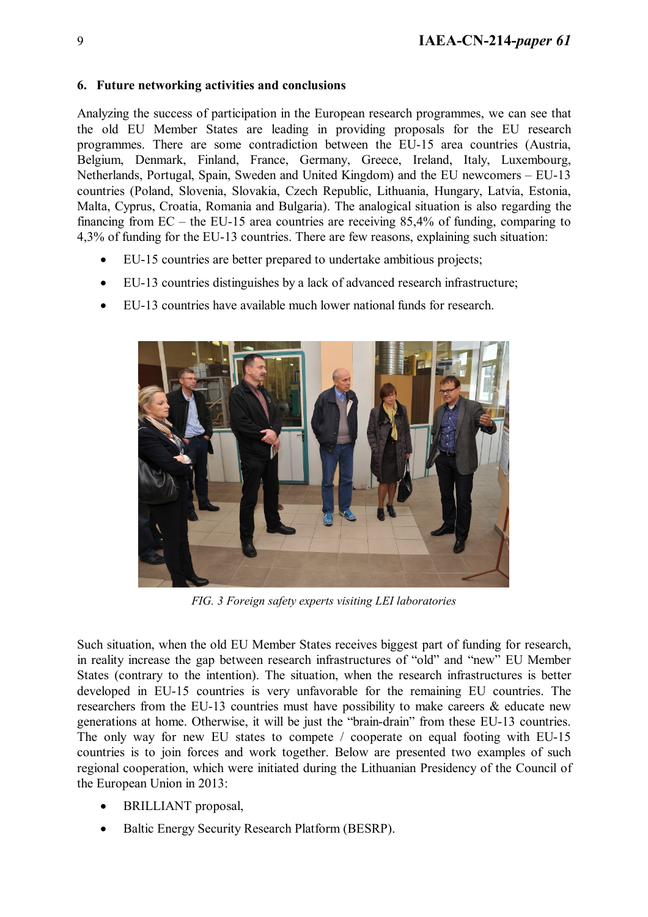## 6. Future networking activities and conclusions

Analyzing the success of participation in the European research programmes, we can see that the old EU Member States are leading in providing proposals for the EU research programmes. There are some contradiction between the EU-15 area countries (Austria, Belgium, Denmark, Finland, France, Germany, Greece, Ireland, Italy, Luxembourg, Netherlands, Portugal, Spain, Sweden and United Kingdom) and the EU newcomers – EU-13 countries (Poland, Slovenia, Slovakia, Czech Republic, Lithuania, Hungary, Latvia, Estonia, Malta, Cyprus, Croatia, Romania and Bulgaria). The analogical situation is also regarding the financing from EC – the EU-15 area countries are receiving 85,4% of funding, comparing to 4,3% of funding for the EU-13 countries. There are few reasons, explaining such situation:

- EU-15 countries are better prepared to undertake ambitious projects;
- EU-13 countries distinguishes by a lack of advanced research infrastructure;
- EU-13 countries have available much lower national funds for research.

*FIG. 3 Foreign safety experts visiting LEI laboratories*

Such situation, when the old EU Member States receives biggest part of funding for research, in reality increase the gap between research infrastructures of "old" and "new" EU Member States (contrary to the intention). The situation, when the research infrastructures is better developed in EU-15 countries is very unfavorable for the remaining EU countries. The researchers from the EU-13 countries must have possibility to make careers & educate new generations at home. Otherwise, it will be just the "brain-drain" from these EU-13 countries. The only way for new EU states to compete / cooperate on equal footing with EU-15 countries is to join forces and work together. Below are presented two examples of such regional cooperation, which were initiated during the Lithuanian Presidency of the Council of the European Union in 2013:

- BRILLIANT proposal,
- Baltic Energy Security Research Platform (BESRP).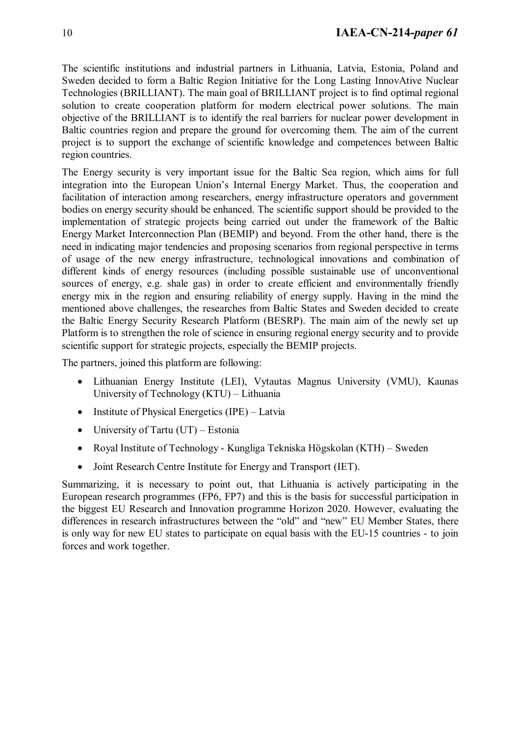The scientific institutions and industrial partners in Lithuania, Latvia, Estonia, Poland and Sweden decided to form a Baltic Region Initiative for the Long Lasting InnovAtive Nuclear Technologies (BRILLIANT). The main goal of BRILLIANT project is to find optimal regional solution to create cooperation platform for modern electrical power solutions. The main objective of the BRILLIANT is to identify the real barriers for nuclear power development in Baltic countries region and prepare the ground for overcoming them. The aim of the current project is to support the exchange of scientific knowledge and competences between Baltic region countries.

The Energy security is very important issue for the Baltic Sea region, which aims for full integration into the European Union's Internal Energy Market. Thus, the cooperation and facilitation of interaction among researchers, energy infrastructure operators and government bodies on energy security should be enhanced. The scientific support should be provided to the implementation of strategic projects being carried out under the framework of the Baltic Energy Market Interconnection Plan (BEMIP) and beyond. From the other hand, there is the need in indicating major tendencies and proposing scenarios from regional perspective in terms of usage of the new energy infrastructure, technological innovations and combination of different kinds of energy resources (including possible sustainable use of unconventional sources of energy, e.g. shale gas) in order to create efficient and environmentally friendly energy mix in the region and ensuring reliability of energy supply. Having in the mind the mentioned above challenges, the researches from Baltic States and Sweden decided to create the Baltic Energy Security Research Platform (BESRP). The main aim of the newly set up Platform is to strengthen the role of science in ensuring regional energy security and to provide scientific support for strategic projects, especially the BEMIP projects.

The partners, joined this platform are following:

- Lithuanian Energy Institute (LEI), Vytautas Magnus University (VMU), Kaunas University of Technology (KTU) – Lithuania
- Institute of Physical Energetics (IPE) – Latvia
- University of Tartu (UT) – Estonia
- Royal Institute of Technology - Kungliga Tekniska Högskolan (KTH) – Sweden
- Joint Research Centre Institute for Energy and Transport (IET).

Summarizing, it is necessary to point out, that Lithuania is actively participating in the European research programmes (FP6, FP7) and this is the basis for successful participation in the biggest EU Research and Innovation programme Horizon 2020. However, evaluating the differences in research infrastructures between the "old" and "new" EU Member States, there is only way for new EU states to participate on equal basis with the EU-15 countries - to join forces and work together.